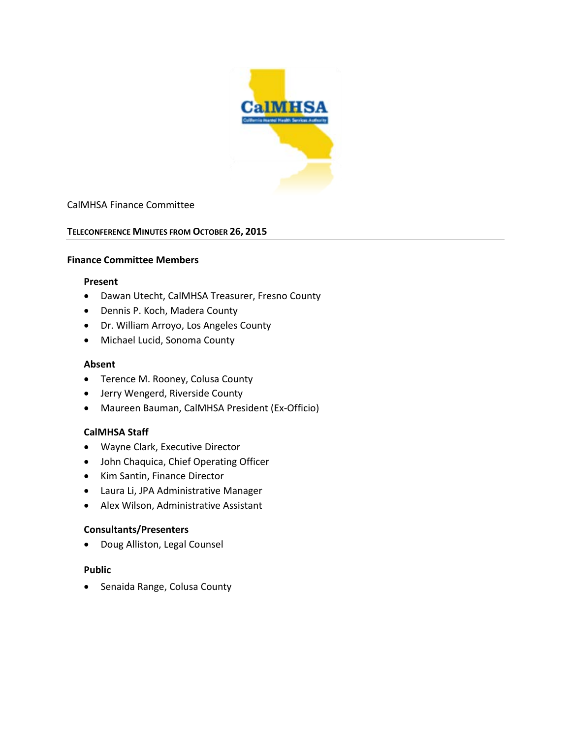CalMHSA Finance Committee

## Teleconference Minutes from October 26, 2015

### Finance Committee Members

#### Present

- Dawan Utecht, CalMHSA Treasurer, Fresno County
- Dennis P. Koch, Madera County
- Dr. William Arroyo, Los Angeles County
- Michael Lucid, Sonoma County

#### Absent

- Terence M. Rooney, Colusa County
- Jerry Wengerd, Riverside County
- Maureen Bauman, CalMHSA President (Ex-Officio)

#### CalMHSA Staff

- Wayne Clark, Executive Director
- John Chaquica, Chief Operating Officer
- Kim Santin, Finance Director
- Laura Li, JPA Administrative Manager
- Alex Wilson, Administrative Assistant

#### Consultants/Presenters

- Doug Alliston, Legal Counsel

#### Public

- Senaida Range, Colusa County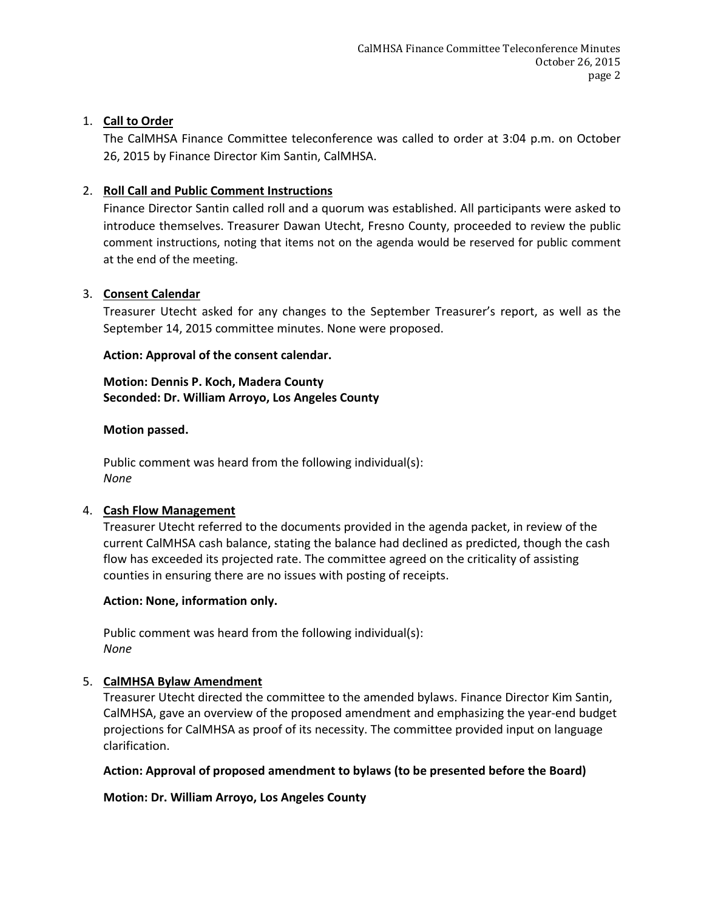1. **Call to Order**

   The CalMHSA Finance Committee teleconference was called to order at 3:04 p.m. on October 26, 2015 by Finance Director Kim Santin, CalMHSA.

2. **Roll Call and Public Comment Instructions**

   Finance Director Santin called roll and a quorum was established. All participants were asked to introduce themselves. Treasurer Dawan Utecht, Fresno County, proceeded to review the public comment instructions, noting that items not on the agenda would be reserved for public comment at the end of the meeting.

3. **Consent Calendar**

   Treasurer Utecht asked for any changes to the September Treasurer's report, as well as the September 14, 2015 committee minutes. None were proposed.

   **Action: Approval of the consent calendar.**

   **Motion: Dennis P. Koch, Madera County**
   **Seconded: Dr. William Arroyo, Los Angeles County**

   **Motion passed.**

   Public comment was heard from the following individual(s):
   *None*

4. **Cash Flow Management**

   Treasurer Utecht referred to the documents provided in the agenda packet, in review of the current CalMHSA cash balance, stating the balance had declined as predicted, though the cash flow has exceeded its projected rate. The committee agreed on the criticality of assisting counties in ensuring there are no issues with posting of receipts.

   **Action: None, information only.**

   Public comment was heard from the following individual(s):
   *None*

5. **CalMHSA Bylaw Amendment**

   Treasurer Utecht directed the committee to the amended bylaws. Finance Director Kim Santin, CalMHSA, gave an overview of the proposed amendment and emphasizing the year-end budget projections for CalMHSA as proof of its necessity. The committee provided input on language clarification.

   **Action: Approval of proposed amendment to bylaws (to be presented before the Board)**

   **Motion: Dr. William Arroyo, Los Angeles County**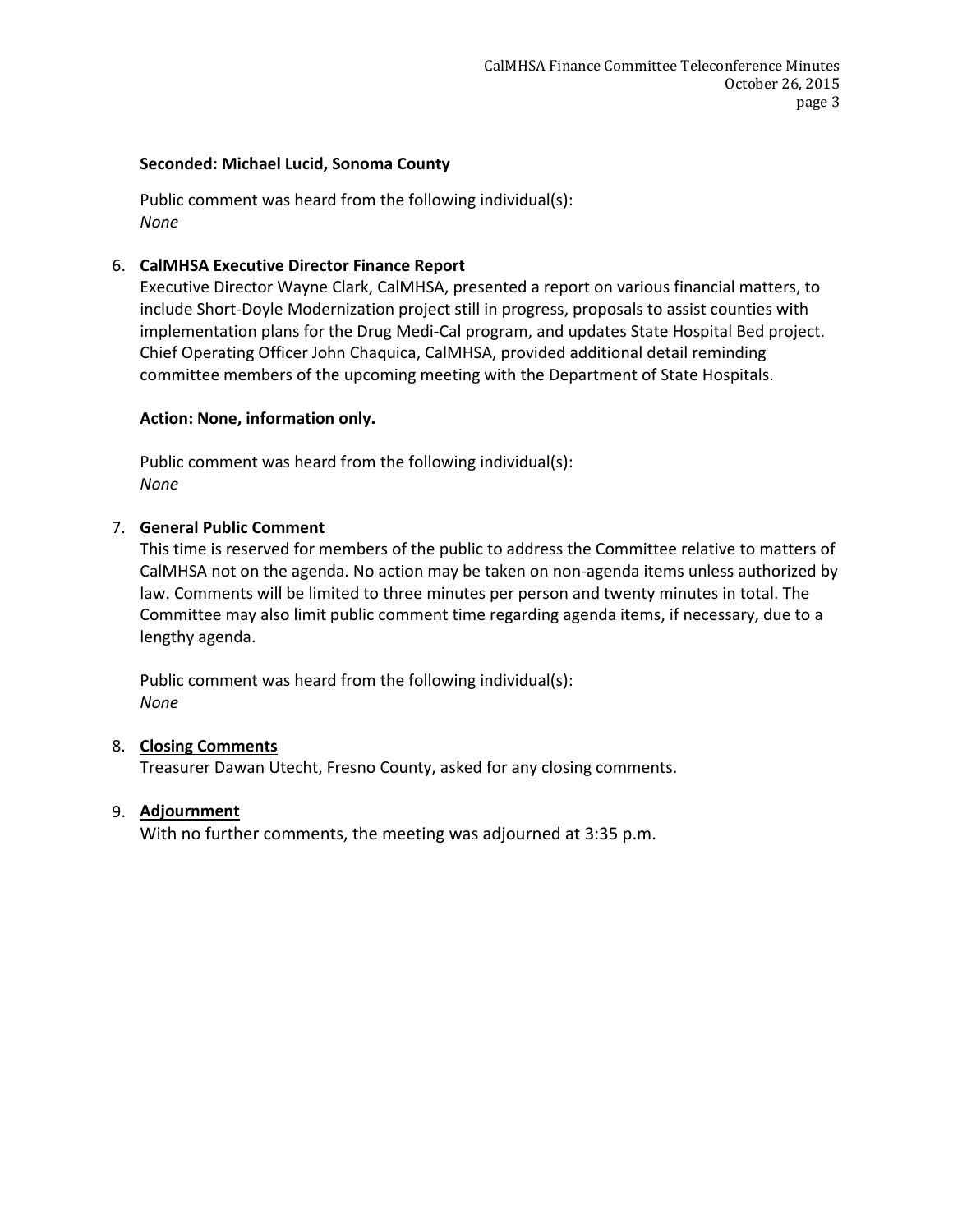**Seconded: Michael Lucid, Sonoma County**

Public comment was heard from the following individual(s):
*None*

6. **CalMHSA Executive Director Finance Report**
   Executive Director Wayne Clark, CalMHSA, presented a report on various financial matters, to include Short-Doyle Modernization project still in progress, proposals to assist counties with implementation plans for the Drug Medi-Cal program, and updates State Hospital Bed project. Chief Operating Officer John Chaquica, CalMHSA, provided additional detail reminding committee members of the upcoming meeting with the Department of State Hospitals.

   **Action: None, information only.**

   Public comment was heard from the following individual(s):
   *None*

7. **General Public Comment**
   This time is reserved for members of the public to address the Committee relative to matters of CalMHSA not on the agenda. No action may be taken on non-agenda items unless authorized by law. Comments will be limited to three minutes per person and twenty minutes in total. The Committee may also limit public comment time regarding agenda items, if necessary, due to a lengthy agenda.

   Public comment was heard from the following individual(s):
   *None*

8. **Closing Comments**
   Treasurer Dawan Utecht, Fresno County, asked for any closing comments.

9. **Adjournment**
   With no further comments, the meeting was adjourned at 3:35 p.m.